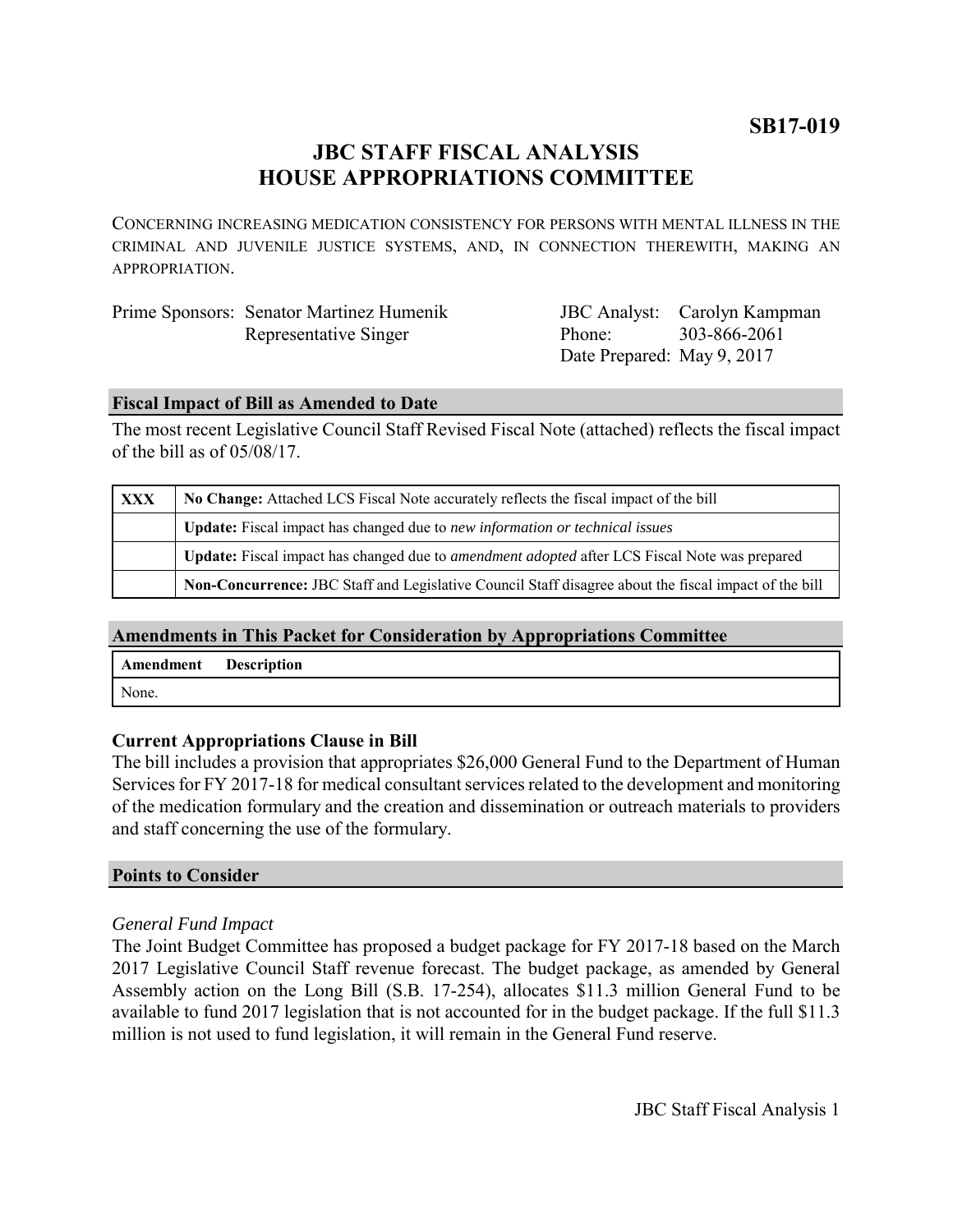**SB17-019**

# JBC STAFF FISCAL ANALYSIS
# HOUSE APPROPRIATIONS COMMITTEE

CONCERNING INCREASING MEDICATION CONSISTENCY FOR PERSONS WITH MENTAL ILLNESS IN THE CRIMINAL AND JUVENILE JUSTICE SYSTEMS, AND, IN CONNECTION THEREWITH, MAKING AN APPROPRIATION.

| | | | |
|---|---|---|---|
| Prime Sponsors: | Senator Martinez Humenik | JBC Analyst: | Carolyn Kampman |
| | Representative Singer | Phone: | 303-866-2061 |
| | | Date Prepared: | May 9, 2017 |

## Fiscal Impact of Bill as Amended to Date

The most recent Legislative Council Staff Revised Fiscal Note (attached) reflects the fiscal impact of the bill as of 05/08/17.

| | |
|---|---|
| XXX | **No Change:** Attached LCS Fiscal Note accurately reflects the fiscal impact of the bill |
| | **Update:** Fiscal impact has changed due to *new information or technical issues* |
| | **Update:** Fiscal impact has changed due to *amendment adopted* after LCS Fiscal Note was prepared |
| | **Non-Concurrence:** JBC Staff and Legislative Council Staff disagree about the fiscal impact of the bill |

## Amendments in This Packet for Consideration by Appropriations Committee

| Amendment | Description |
|---|---|
| None. | |

### Current Appropriations Clause in Bill

The bill includes a provision that appropriates $26,000 General Fund to the Department of Human Services for FY 2017-18 for medical consultant services related to the development and monitoring of the medication formulary and the creation and dissemination or outreach materials to providers and staff concerning the use of the formulary.

## Points to Consider

*General Fund Impact*

The Joint Budget Committee has proposed a budget package for FY 2017-18 based on the March 2017 Legislative Council Staff revenue forecast. The budget package, as amended by General Assembly action on the Long Bill (S.B. 17-254), allocates $11.3 million General Fund to be available to fund 2017 legislation that is not accounted for in the budget package. If the full $11.3 million is not used to fund legislation, it will remain in the General Fund reserve.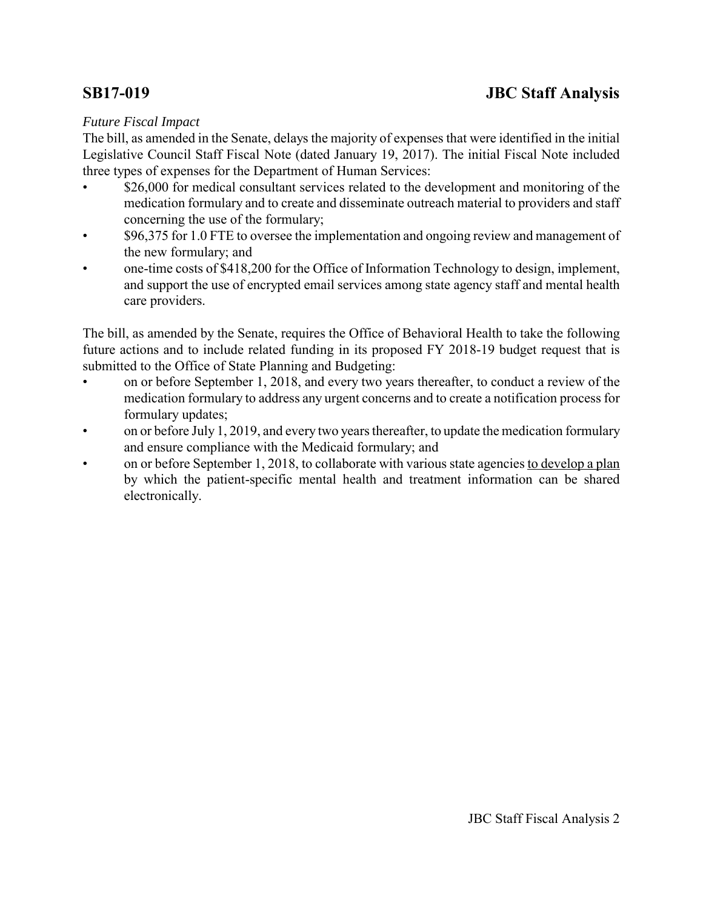*Future Fiscal Impact*

The bill, as amended in the Senate, delays the majority of expenses that were identified in the initial Legislative Council Staff Fiscal Note (dated January 19, 2017). The initial Fiscal Note included three types of expenses for the Department of Human Services:

- $26,000 for medical consultant services related to the development and monitoring of the medication formulary and to create and disseminate outreach material to providers and staff concerning the use of the formulary;
- $96,375 for 1.0 FTE to oversee the implementation and ongoing review and management of the new formulary; and
- one-time costs of $418,200 for the Office of Information Technology to design, implement, and support the use of encrypted email services among state agency staff and mental health care providers.

The bill, as amended by the Senate, requires the Office of Behavioral Health to take the following future actions and to include related funding in its proposed FY 2018-19 budget request that is submitted to the Office of State Planning and Budgeting:

- on or before September 1, 2018, and every two years thereafter, to conduct a review of the medication formulary to address any urgent concerns and to create a notification process for formulary updates;
- on or before July 1, 2019, and every two years thereafter, to update the medication formulary and ensure compliance with the Medicaid formulary; and
- on or before September 1, 2018, to collaborate with various state agencies <u>to develop a plan</u> by which the patient-specific mental health and treatment information can be shared electronically.